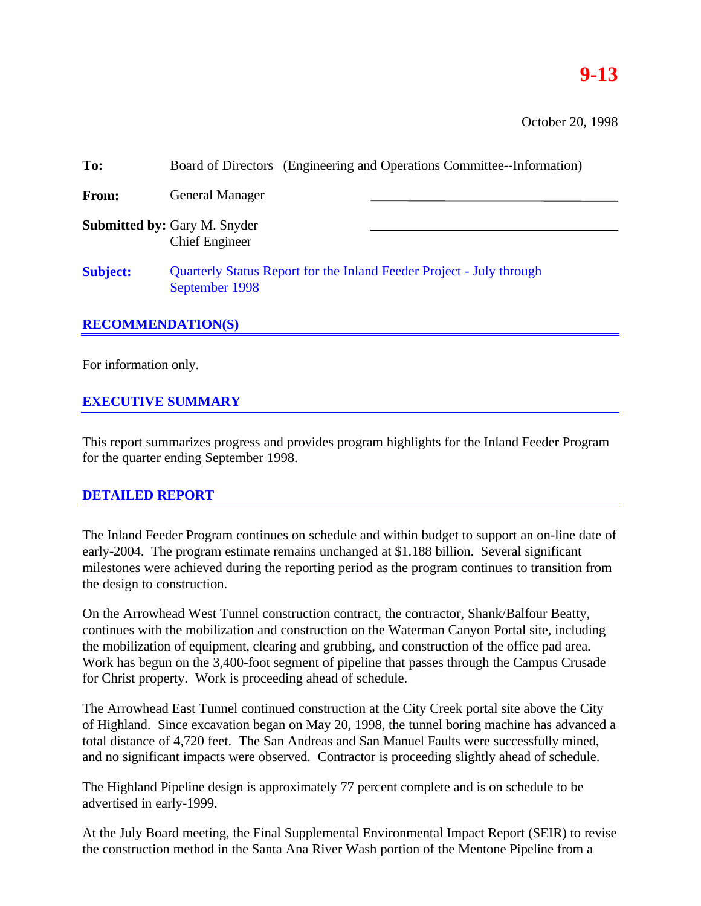**9-13**

October 20, 1998

**To:** Board of Directors (Engineering and Operations Committee--Information)

**From:** General Manager

**Submitted by:** Gary M. Snyder
Chief Engineer

**Subject:** Quarterly Status Report for the Inland Feeder Project - July through September 1998

## RECOMMENDATION(S)

For information only.

## EXECUTIVE SUMMARY

This report summarizes progress and provides program highlights for the Inland Feeder Program for the quarter ending September 1998.

## DETAILED REPORT

The Inland Feeder Program continues on schedule and within budget to support an on-line date of early-2004. The program estimate remains unchanged at $1.188 billion. Several significant milestones were achieved during the reporting period as the program continues to transition from the design to construction.

On the Arrowhead West Tunnel construction contract, the contractor, Shank/Balfour Beatty, continues with the mobilization and construction on the Waterman Canyon Portal site, including the mobilization of equipment, clearing and grubbing, and construction of the office pad area. Work has begun on the 3,400-foot segment of pipeline that passes through the Campus Crusade for Christ property. Work is proceeding ahead of schedule.

The Arrowhead East Tunnel continued construction at the City Creek portal site above the City of Highland. Since excavation began on May 20, 1998, the tunnel boring machine has advanced a total distance of 4,720 feet. The San Andreas and San Manuel Faults were successfully mined, and no significant impacts were observed. Contractor is proceeding slightly ahead of schedule.

The Highland Pipeline design is approximately 77 percent complete and is on schedule to be advertised in early-1999.

At the July Board meeting, the Final Supplemental Environmental Impact Report (SEIR) to revise the construction method in the Santa Ana River Wash portion of the Mentone Pipeline from a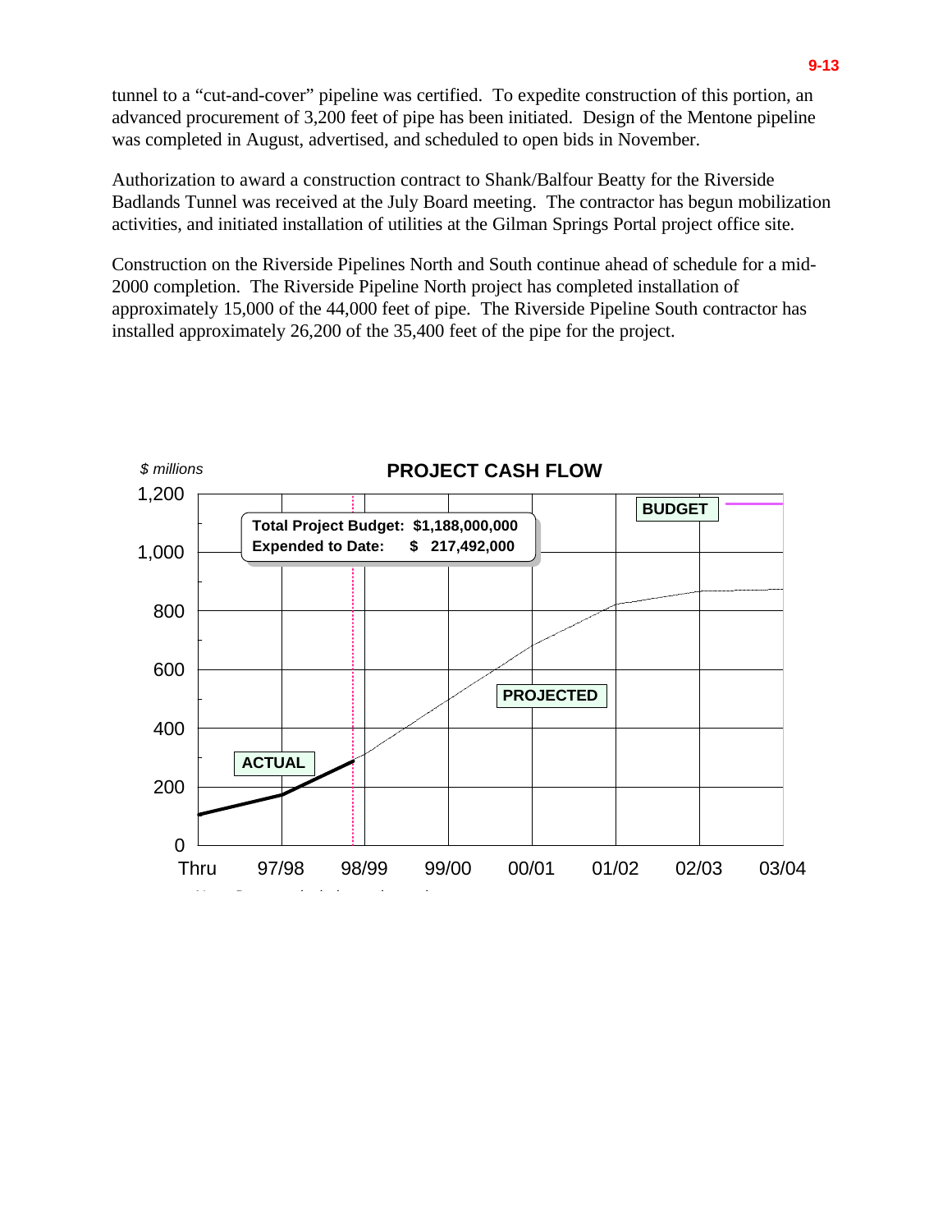tunnel to a "cut-and-cover" pipeline was certified. To expedite construction of this portion, an advanced procurement of 3,200 feet of pipe has been initiated. Design of the Mentone pipeline was completed in August, advertised, and scheduled to open bids in November.

Authorization to award a construction contract to Shank/Balfour Beatty for the Riverside Badlands Tunnel was received at the July Board meeting. The contractor has begun mobilization activities, and initiated installation of utilities at the Gilman Springs Portal project office site.

Construction on the Riverside Pipelines North and South continue ahead of schedule for a mid-2000 completion. The Riverside Pipeline North project has completed installation of approximately 15,000 of the 44,000 feet of pipe. The Riverside Pipeline South contractor has installed approximately 26,200 of the 35,400 feet of the pipe for the project.

**PROJECT CASH FLOW**

*$ millions*

**Total Project Budget: $1,188,000,000**
**Expended to Date: $ 217,492,000**

**BUDGET**

**PROJECTED**

**ACTUAL**

1,200
1,000
800
600
400
200
0

Thru 97/98 98/99 99/00 00/01 01/02 02/03 03/04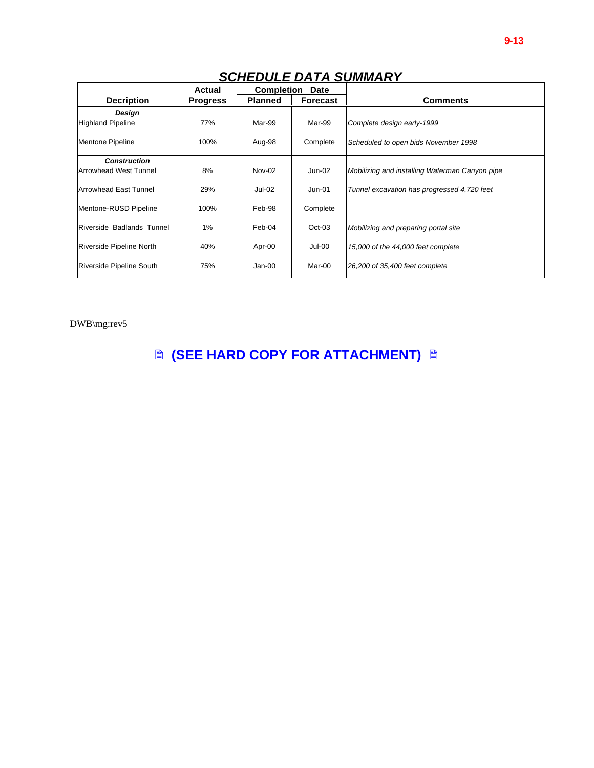## *SCHEDULE DATA SUMMARY*

| Decription | Actual Progress | Completion Date | | Comments |
|---|---|---|---|---|
| | | Planned | Forecast | |
| ***Design*** | | | | |
| Highland Pipeline | 77% | Mar-99 | Mar-99 | *Complete design early-1999* |
| Mentone Pipeline | 100% | Aug-98 | Complete | *Scheduled to open bids November 1998* |
| ***Construction*** | | | | |
| Arrowhead West Tunnel | 8% | Nov-02 | Jun-02 | *Mobilizing and installing Waterman Canyon pipe* |
| Arrowhead East Tunnel | 29% | Jul-02 | Jun-01 | *Tunnel excavation has progressed 4,720 feet* |
| Mentone-RUSD Pipeline | 100% | Feb-98 | Complete | |
| Riverside Badlands Tunnel | 1% | Feb-04 | Oct-03 | *Mobilizing and preparing portal site* |
| Riverside Pipeline North | 40% | Apr-00 | Jul-00 | *15,000 of the 44,000 feet complete* |
| Riverside Pipeline South | 75% | Jan-00 | Mar-00 | *26,200 of 35,400 feet complete* |

DWB\mg:rev5

**(SEE HARD COPY FOR ATTACHMENT)**